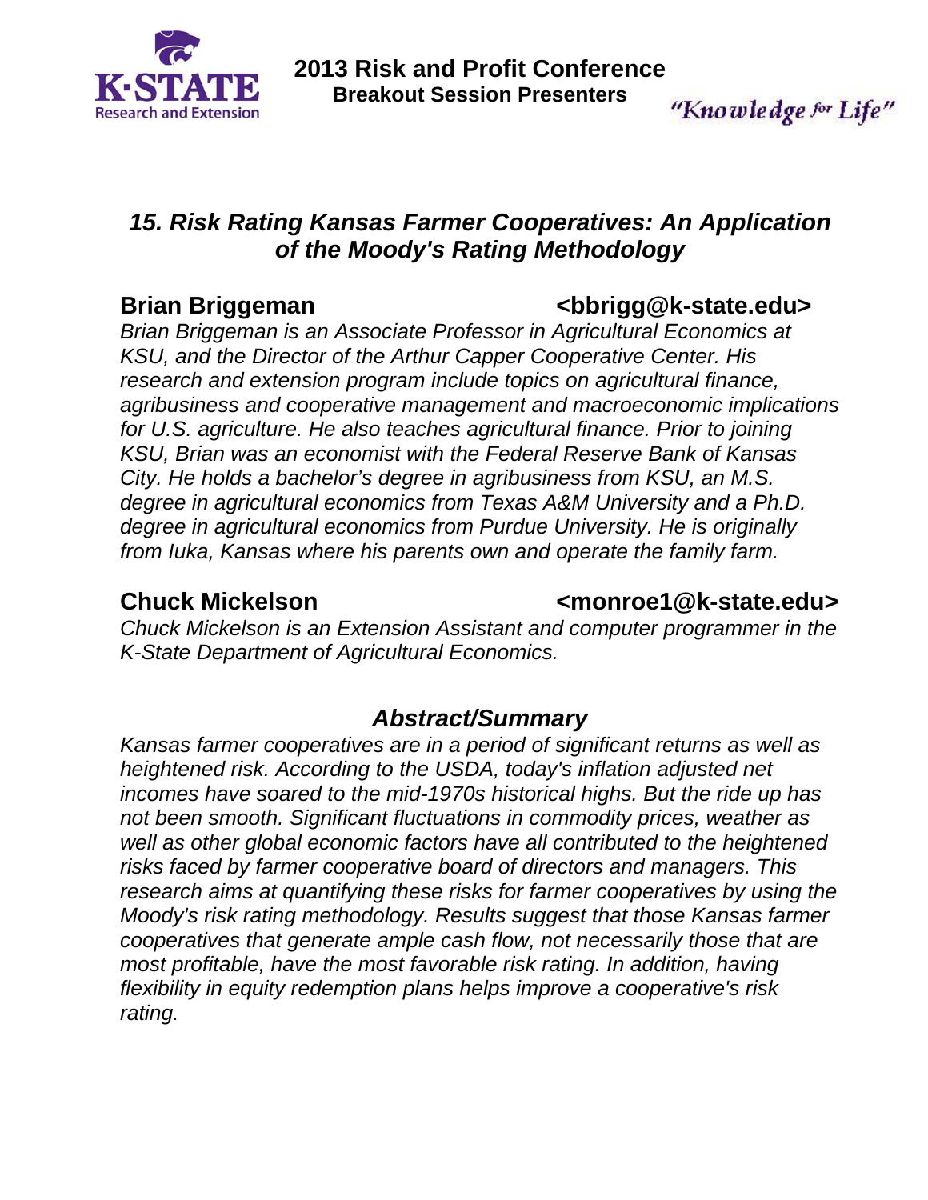# 2013 Risk and Profit Conference

## Breakout Session Presenters

"Knowledge for Life"

## *15. Risk Rating Kansas Farmer Cooperatives: An Application of the Moody's Rating Methodology*

**Brian Briggeman** **<bbrigg@k-state.edu>**

*Brian Briggeman is an Associate Professor in Agricultural Economics at KSU, and the Director of the Arthur Capper Cooperative Center. His research and extension program include topics on agricultural finance, agribusiness and cooperative management and macroeconomic implications for U.S. agriculture. He also teaches agricultural finance. Prior to joining KSU, Brian was an economist with the Federal Reserve Bank of Kansas City. He holds a bachelor's degree in agribusiness from KSU, an M.S. degree in agricultural economics from Texas A&M University and a Ph.D. degree in agricultural economics from Purdue University. He is originally from Iuka, Kansas where his parents own and operate the family farm.*

**Chuck Mickelson** **<monroe1@k-state.edu>**

*Chuck Mickelson is an Extension Assistant and computer programmer in the K-State Department of Agricultural Economics.*

### *Abstract/Summary*

*Kansas farmer cooperatives are in a period of significant returns as well as heightened risk. According to the USDA, today's inflation adjusted net incomes have soared to the mid-1970s historical highs. But the ride up has not been smooth. Significant fluctuations in commodity prices, weather as well as other global economic factors have all contributed to the heightened risks faced by farmer cooperative board of directors and managers. This research aims at quantifying these risks for farmer cooperatives by using the Moody's risk rating methodology. Results suggest that those Kansas farmer cooperatives that generate ample cash flow, not necessarily those that are most profitable, have the most favorable risk rating. In addition, having flexibility in equity redemption plans helps improve a cooperative's risk rating.*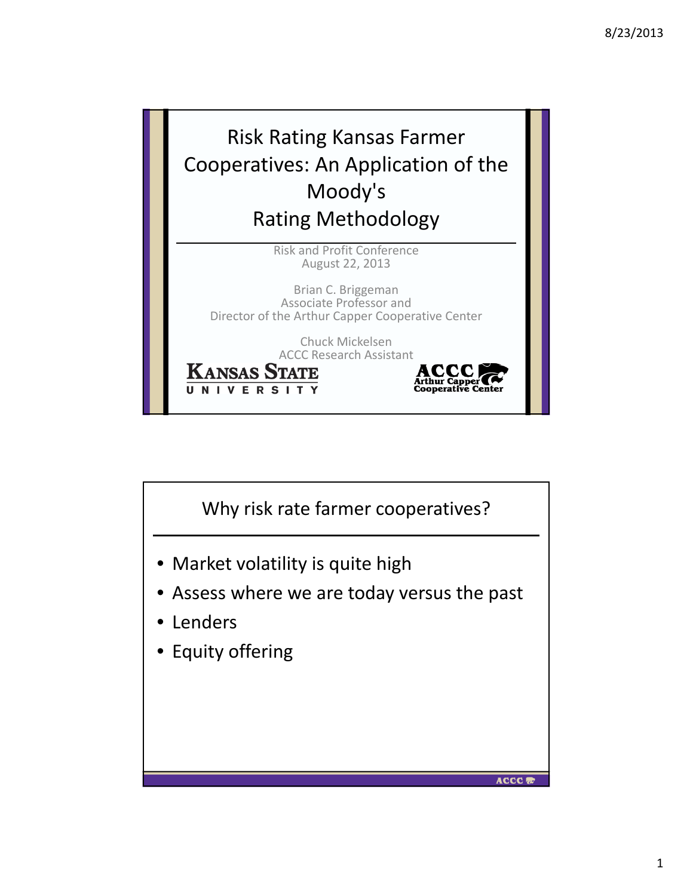# Risk Rating Kansas Farmer Cooperatives: An Application of the Moody's Rating Methodology

Risk and Profit Conference
August 22, 2013

Brian C. Briggeman
Associate Professor and
Director of the Arthur Capper Cooperative Center

Chuck Mickelsen
ACCC Research Assistant

KANSAS STATE UNIVERSITY

ACCC Arthur Capper Cooperative Center

## Why risk rate farmer cooperatives?

- Market volatility is quite high
- Assess where we are today versus the past
- Lenders
- Equity offering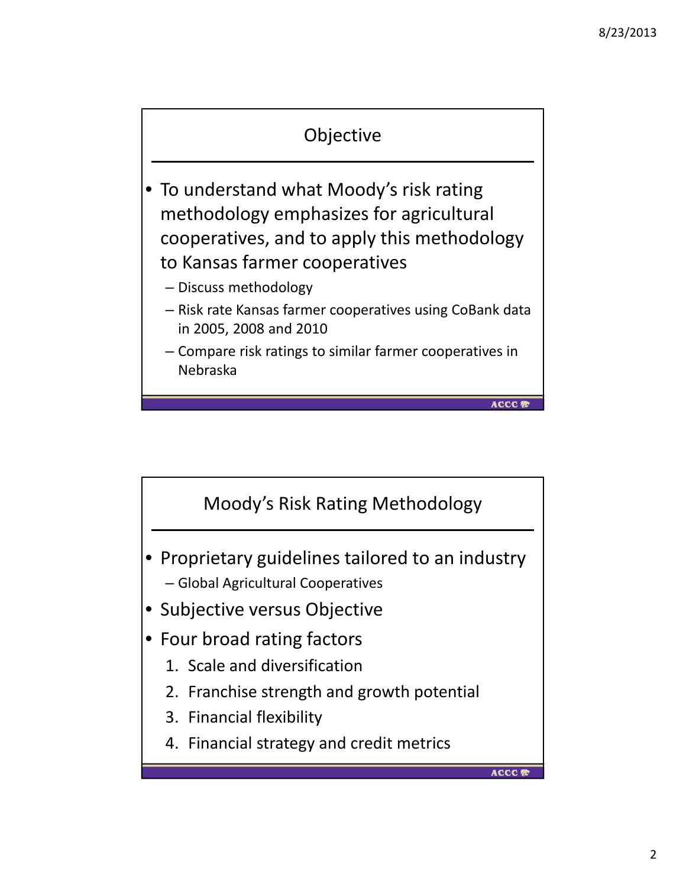## Objective

- To understand what Moody's risk rating methodology emphasizes for agricultural cooperatives, and to apply this methodology to Kansas farmer cooperatives
  - Discuss methodology
  - Risk rate Kansas farmer cooperatives using CoBank data in 2005, 2008 and 2010
  - Compare risk ratings to similar farmer cooperatives in Nebraska

## Moody's Risk Rating Methodology

- Proprietary guidelines tailored to an industry
  - Global Agricultural Cooperatives
- Subjective versus Objective
- Four broad rating factors
  1. Scale and diversification
  2. Franchise strength and growth potential
  3. Financial flexibility
  4. Financial strategy and credit metrics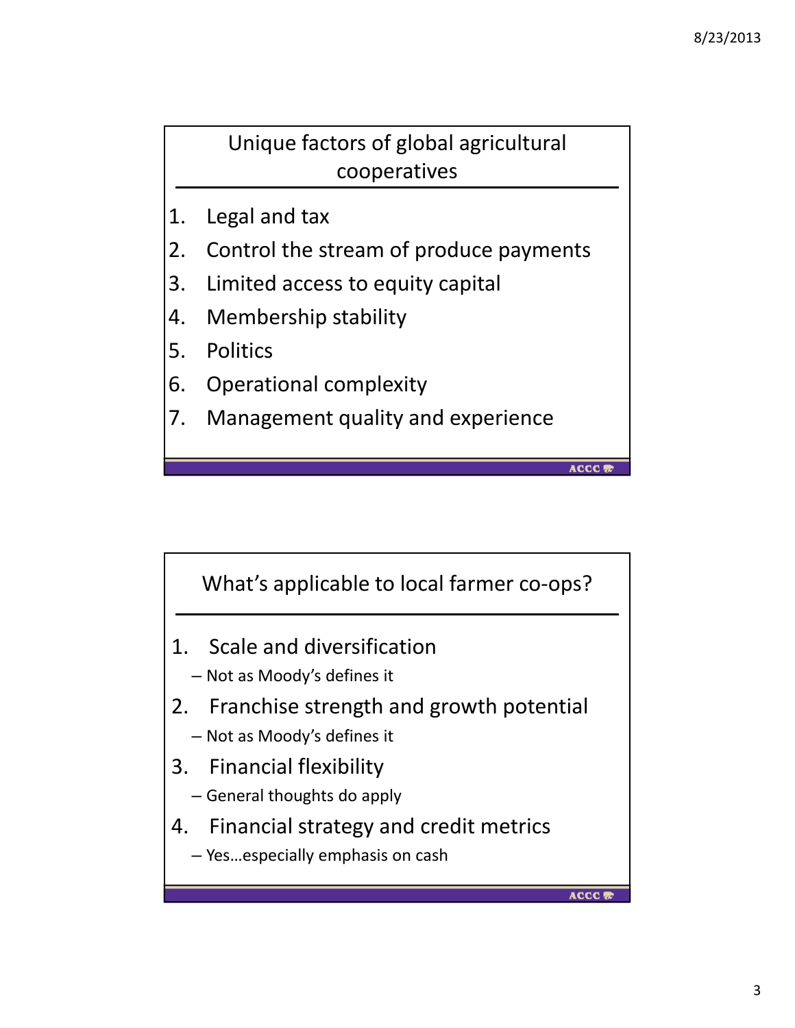## Unique factors of global agricultural cooperatives

1. Legal and tax
2. Control the stream of produce payments
3. Limited access to equity capital
4. Membership stability
5. Politics
6. Operational complexity
7. Management quality and experience

## What's applicable to local farmer co-ops?

1. Scale and diversification
   - Not as Moody's defines it
2. Franchise strength and growth potential
   - Not as Moody's defines it
3. Financial flexibility
   - General thoughts do apply
4. Financial strategy and credit metrics
   - Yes…especially emphasis on cash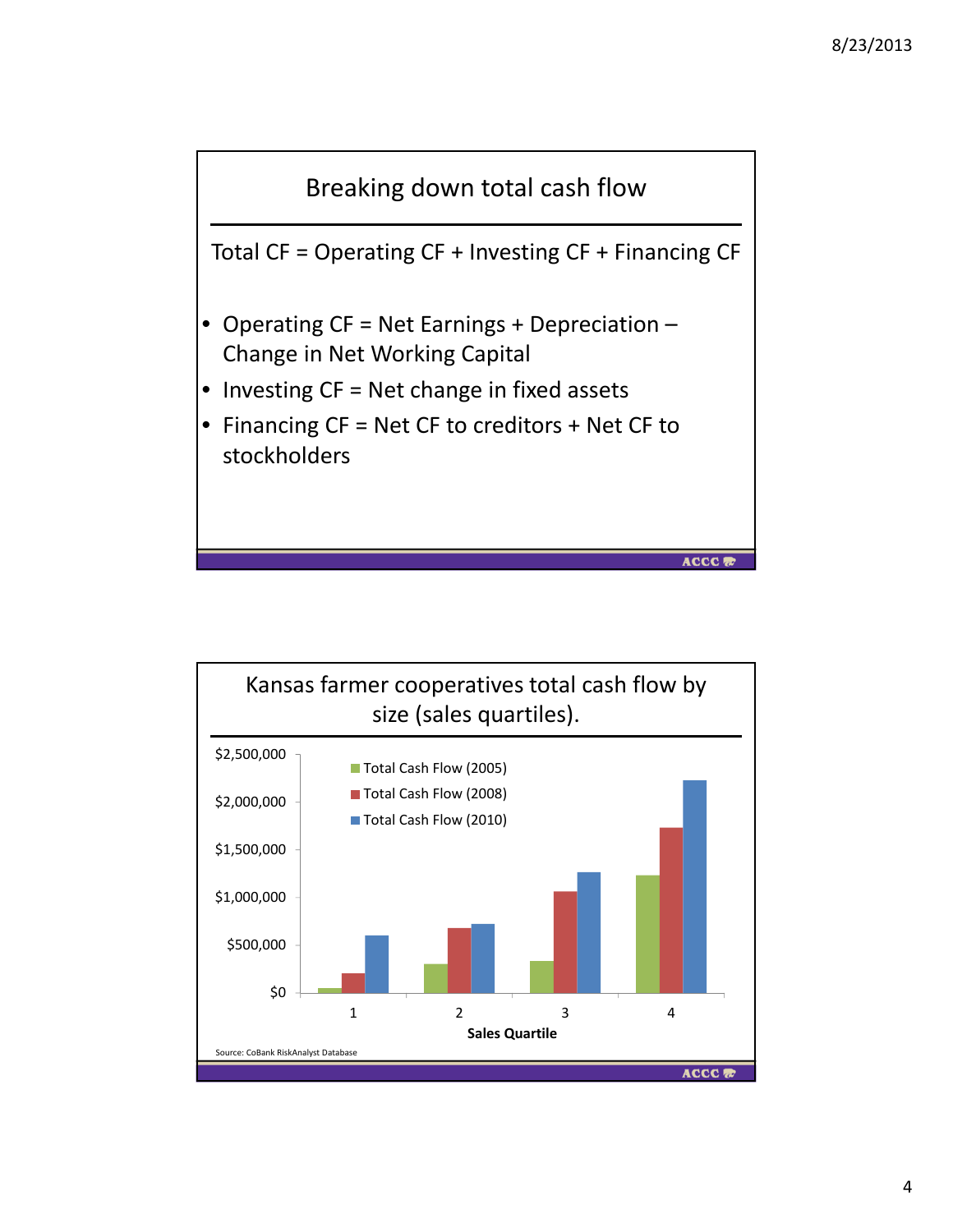## Breaking down total cash flow

Total CF = Operating CF + Investing CF + Financing CF

- Operating CF = Net Earnings + Depreciation – Change in Net Working Capital
- Investing CF = Net change in fixed assets
- Financing CF = Net CF to creditors + Net CF to stockholders

## Kansas farmer cooperatives total cash flow by size (sales quartiles).

Legend: Total Cash Flow (2005), Total Cash Flow (2008), Total Cash Flow (2010)

Y-axis: $0, $500,000, $1,000,000, $1,500,000, $2,000,000, $2,500,000

X-axis: Sales Quartile (1, 2, 3, 4)

Source: CoBank RiskAnalyst Database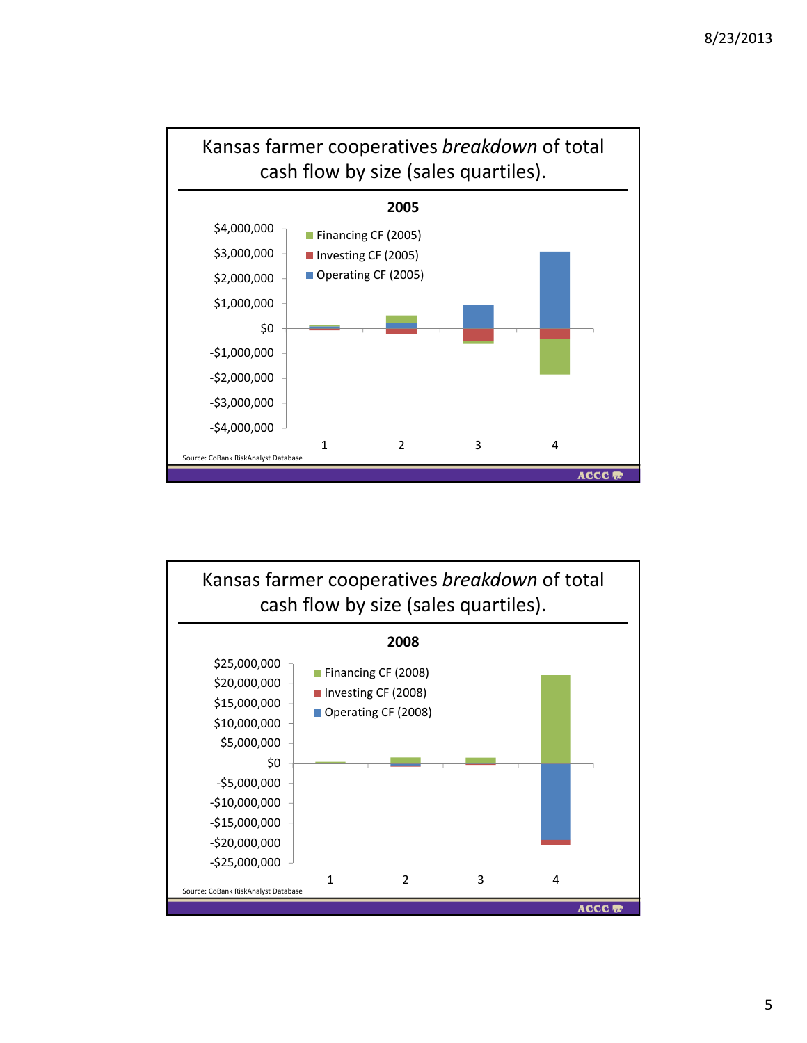## Kansas farmer cooperatives *breakdown* of total cash flow by size (sales quartiles).

**2005**

$4,000,000
$3,000,000
$2,000,000
$1,000,000
$0
-$1,000,000
-$2,000,000
-$3,000,000
-$4,000,000

Financing CF (2005)
Investing CF (2005)
Operating CF (2005)

1 2 3 4

Source: CoBank RiskAnalyst Database

ACCC

## Kansas farmer cooperatives *breakdown* of total cash flow by size (sales quartiles).

**2008**

$25,000,000
$20,000,000
$15,000,000
$10,000,000
$5,000,000
$0
-$5,000,000
-$10,000,000
-$15,000,000
-$20,000,000
-$25,000,000

Financing CF (2008)
Investing CF (2008)
Operating CF (2008)

1 2 3 4

Source: CoBank RiskAnalyst Database

ACCC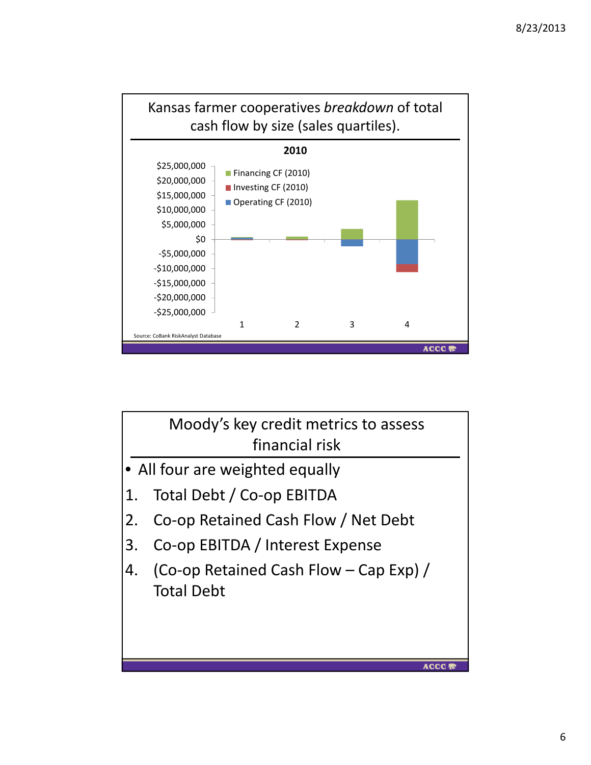## Kansas farmer cooperatives *breakdown* of total cash flow by size (sales quartiles).

**2010**

- Financing CF (2010)
- Investing CF (2010)
- Operating CF (2010)

$25,000,000
$20,000,000
$15,000,000
$10,000,000
$5,000,000
$0
-$5,000,000
-$10,000,000
-$15,000,000
-$20,000,000
-$25,000,000

1 2 3 4

Source: CoBank RiskAnalyst Database

## Moody's key credit metrics to assess financial risk

- All four are weighted equally

1. Total Debt / Co-op EBITDA
2. Co-op Retained Cash Flow / Net Debt
3. Co-op EBITDA / Interest Expense
4. (Co-op Retained Cash Flow – Cap Exp) / Total Debt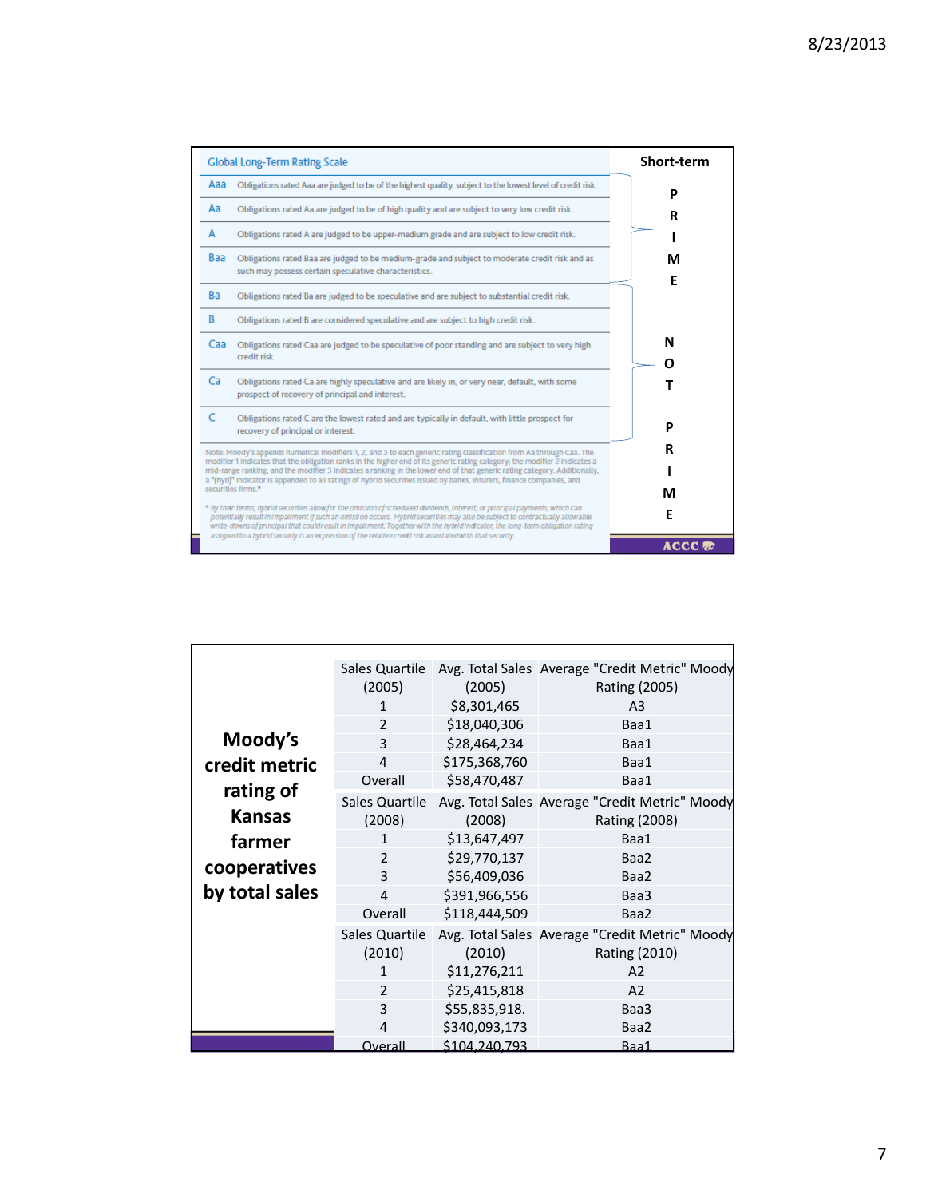| Global Long-Term Rating Scale | | Short-term |
|---|---|---|
| Aaa | Obligations rated Aaa are judged to be of the highest quality, subject to the lowest level of credit risk. | PRIME |
| Aa | Obligations rated Aa are judged to be of high quality and are subject to very low credit risk. | PRIME |
| A | Obligations rated A are judged to be upper-medium grade and are subject to low credit risk. | PRIME |
| Baa | Obligations rated Baa are judged to be medium-grade and subject to moderate credit risk and as such may possess certain speculative characteristics. | PRIME |
| Ba | Obligations rated Ba are judged to be speculative and are subject to substantial credit risk. | NOT PRIME |
| B | Obligations rated B are considered speculative and are subject to high credit risk. | NOT PRIME |
| Caa | Obligations rated Caa are judged to be speculative of poor standing and are subject to very high credit risk. | NOT PRIME |
| Ca | Obligations rated Ca are highly speculative and are likely in, or very near, default, with some prospect of recovery of principal and interest. | NOT PRIME |
| C | Obligations rated C are the lowest rated and are typically in default, with little prospect for recovery of principal or interest. | NOT PRIME |

Note: Moody's appends numerical modifiers 1, 2, and 3 to each generic rating classification from Aa through Caa. The modifier 1 indicates that the obligation ranks in the higher end of its generic rating category; the modifier 2 indicates a mid-range ranking; and the modifier 3 indicates a ranking in the lower end of that generic rating category. Additionally, a "(hyb)" indicator is appended to all ratings of hybrid securities issued by banks, insurers, finance companies, and securities firms.*

* By their terms, hybrid securities allow for the omission of scheduled dividends, interest, or principal payments, which can potentially result in impairment if such an omission occurs. Hybrid securities may also be subject to contractually allowable write-downs of principal that could result in impairment. Together with the hybrid indicator, the long-term obligation rating assigned to a hybrid security is an expression of the relative credit risk associated with that security.

## Moody's credit metric rating of Kansas farmer cooperatives by total sales

| Sales Quartile (2005) | Avg. Total Sales (2005) | Average "Credit Metric" Moody Rating (2005) |
|---|---|---|
| 1 | $8,301,465 | A3 |
| 2 | $18,040,306 | Baa1 |
| 3 | $28,464,234 | Baa1 |
| 4 | $175,368,760 | Baa1 |
| Overall | $58,470,487 | Baa1 |
| **Sales Quartile (2008)** | **Avg. Total Sales (2008)** | **Average "Credit Metric" Moody Rating (2008)** |
| 1 | $13,647,497 | Baa1 |
| 2 | $29,770,137 | Baa2 |
| 3 | $56,409,036 | Baa2 |
| 4 | $391,966,556 | Baa3 |
| Overall | $118,444,509 | Baa2 |
| **Sales Quartile (2010)** | **Avg. Total Sales (2010)** | **Average "Credit Metric" Moody Rating (2010)** |
| 1 | $11,276,211 | A2 |
| 2 | $25,415,818 | A2 |
| 3 | $55,835,918. | Baa3 |
| 4 | $340,093,173 | Baa2 |
| Overall | $104,240,793 | Baa1 |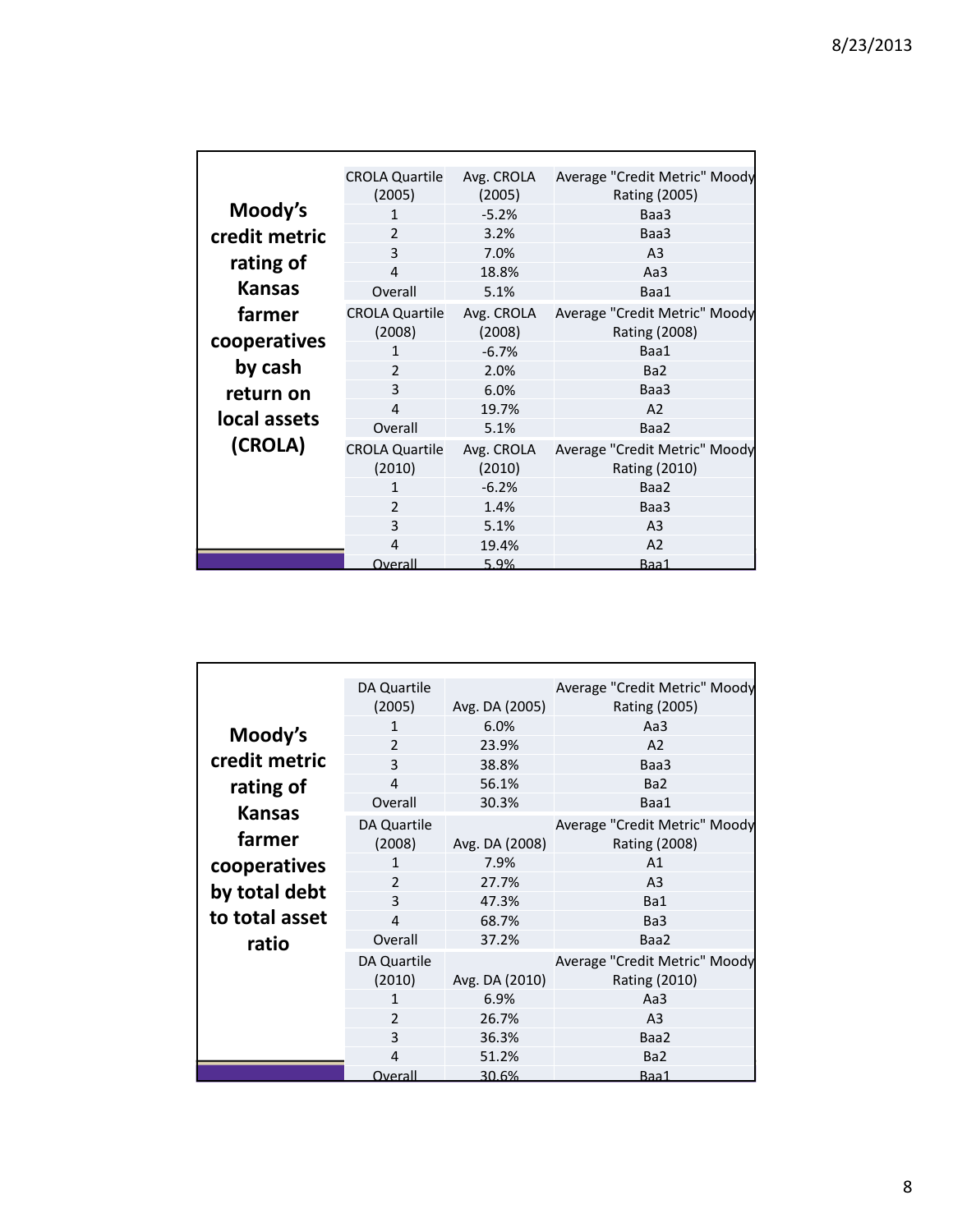## Moody's credit metric rating of Kansas farmer cooperatives by cash return on local assets (CROLA)

| CROLA Quartile (2005) | Avg. CROLA (2005) | Average "Credit Metric" Moody Rating (2005) |
|---|---|---|
| 1 | -5.2% | Baa3 |
| 2 | 3.2% | Baa3 |
| 3 | 7.0% | A3 |
| 4 | 18.8% | Aa3 |
| Overall | 5.1% | Baa1 |
| **CROLA Quartile (2008)** | **Avg. CROLA (2008)** | **Average "Credit Metric" Moody Rating (2008)** |
| 1 | -6.7% | Baa1 |
| 2 | 2.0% | Ba2 |
| 3 | 6.0% | Baa3 |
| 4 | 19.7% | A2 |
| Overall | 5.1% | Baa2 |
| **CROLA Quartile (2010)** | **Avg. CROLA (2010)** | **Average "Credit Metric" Moody Rating (2010)** |
| 1 | -6.2% | Baa2 |
| 2 | 1.4% | Baa3 |
| 3 | 5.1% | A3 |
| 4 | 19.4% | A2 |
| Overall | 5.9% | Baa1 |

## Moody's credit metric rating of Kansas farmer cooperatives by total debt to total asset ratio

| DA Quartile (2005) | Avg. DA (2005) | Average "Credit Metric" Moody Rating (2005) |
|---|---|---|
| 1 | 6.0% | Aa3 |
| 2 | 23.9% | A2 |
| 3 | 38.8% | Baa3 |
| 4 | 56.1% | Ba2 |
| Overall | 30.3% | Baa1 |
| **DA Quartile (2008)** | **Avg. DA (2008)** | **Average "Credit Metric" Moody Rating (2008)** |
| 1 | 7.9% | A1 |
| 2 | 27.7% | A3 |
| 3 | 47.3% | Ba1 |
| 4 | 68.7% | Ba3 |
| Overall | 37.2% | Baa2 |
| **DA Quartile (2010)** | **Avg. DA (2010)** | **Average "Credit Metric" Moody Rating (2010)** |
| 1 | 6.9% | Aa3 |
| 2 | 26.7% | A3 |
| 3 | 36.3% | Baa2 |
| 4 | 51.2% | Ba2 |
| Overall | 30.6% | Baa1 |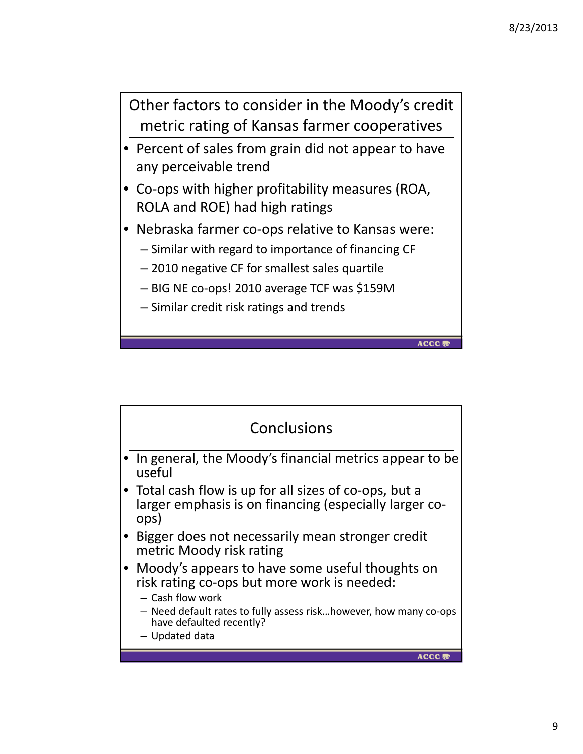## Other factors to consider in the Moody's credit metric rating of Kansas farmer cooperatives

- Percent of sales from grain did not appear to have any perceivable trend
- Co-ops with higher profitability measures (ROA, ROLA and ROE) had high ratings
- Nebraska farmer co-ops relative to Kansas were:
  - Similar with regard to importance of financing CF
  - 2010 negative CF for smallest sales quartile
  - BIG NE co-ops! 2010 average TCF was $159M
  - Similar credit risk ratings and trends

## Conclusions

- In general, the Moody's financial metrics appear to be useful
- Total cash flow is up for all sizes of co-ops, but a larger emphasis is on financing (especially larger co-ops)
- Bigger does not necessarily mean stronger credit metric Moody risk rating
- Moody's appears to have some useful thoughts on risk rating co-ops but more work is needed:
  - Cash flow work
  - Need default rates to fully assess risk…however, how many co-ops have defaulted recently?
  - Updated data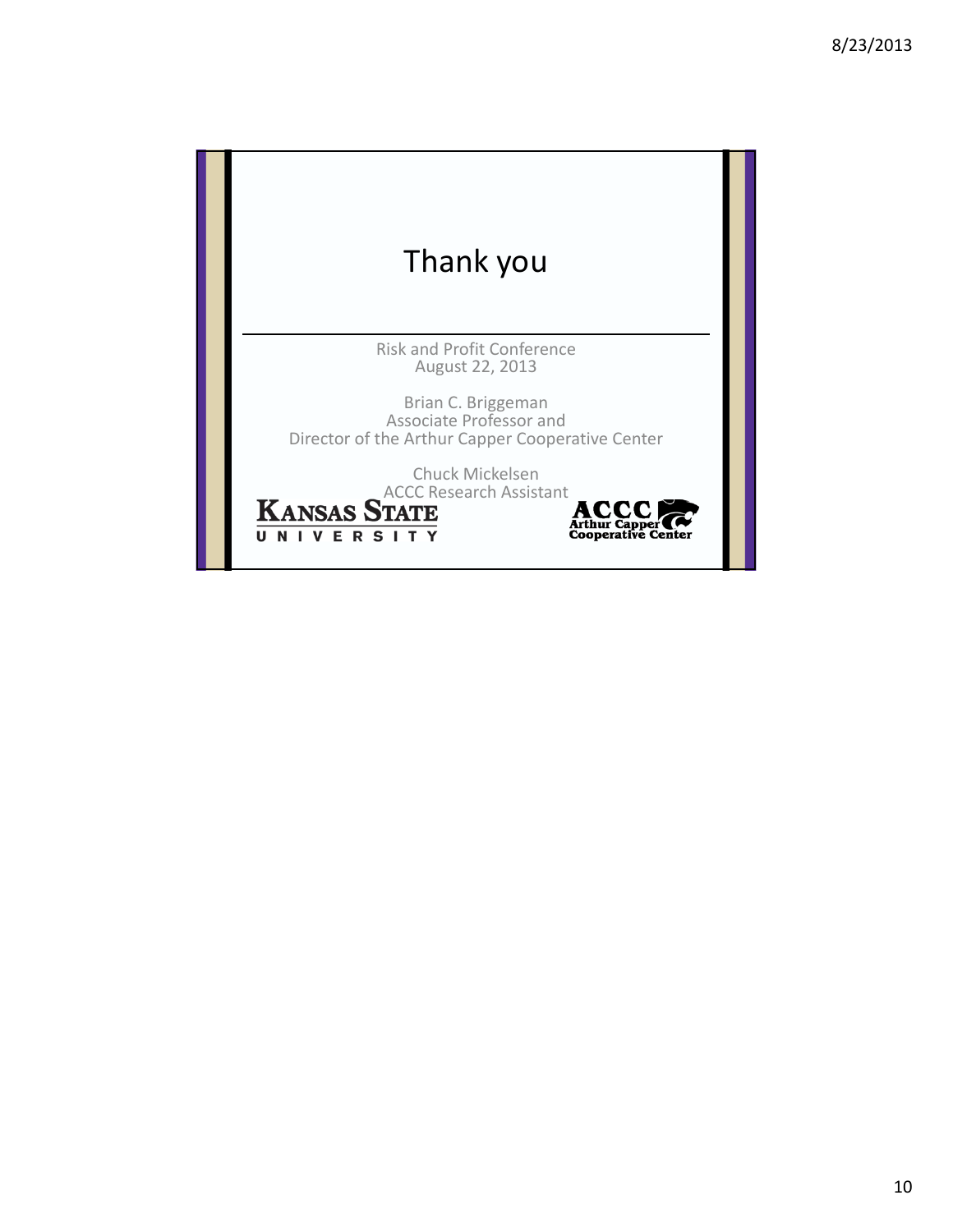# Thank you

Risk and Profit Conference
August 22, 2013

Brian C. Briggeman
Associate Professor and
Director of the Arthur Capper Cooperative Center

Chuck Mickelsen
ACCC Research Assistant

KANSAS STATE UNIVERSITY

ACCC Arthur Capper Cooperative Center